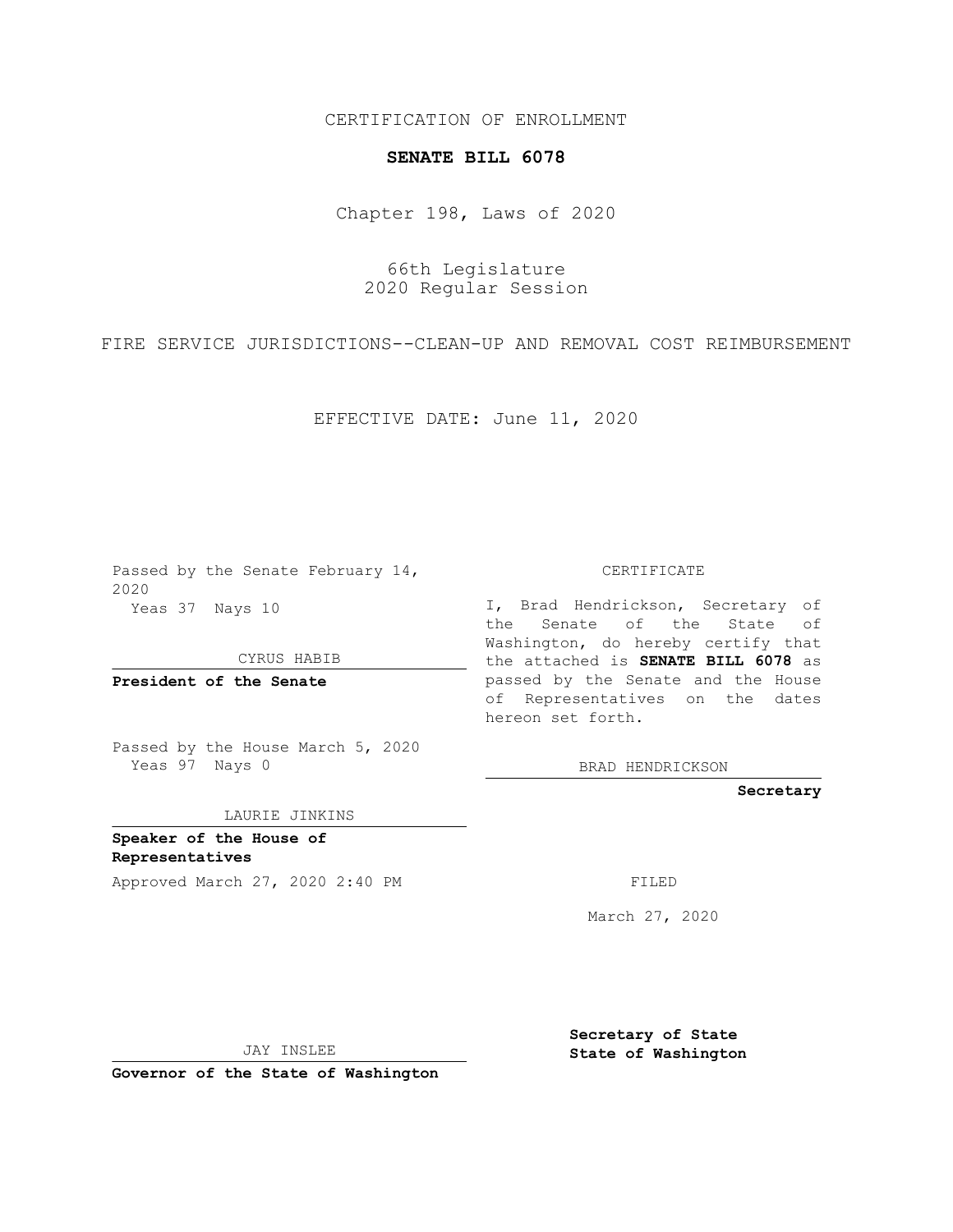CERTIFICATION OF ENROLLMENT

**SENATE BILL 6078**

Chapter 198, Laws of 2020

66th Legislature
2020 Regular Session

FIRE SERVICE JURISDICTIONS--CLEAN-UP AND REMOVAL COST REIMBURSEMENT

EFFECTIVE DATE: June 11, 2020

Passed by the Senate February 14, 2020
Yeas 37 Nays 10

CYRUS HABIB

**President of the Senate**

Passed by the House March 5, 2020
Yeas 97 Nays 0

LAURIE JINKINS

**Speaker of the House of Representatives**

Approved March 27, 2020 2:40 PM

JAY INSLEE

**Governor of the State of Washington**

CERTIFICATE

I, Brad Hendrickson, Secretary of the Senate of the State of Washington, do hereby certify that the attached is **SENATE BILL 6078** as passed by the Senate and the House of Representatives on the dates hereon set forth.

BRAD HENDRICKSON

**Secretary**

FILED

March 27, 2020

**Secretary of State**
**State of Washington**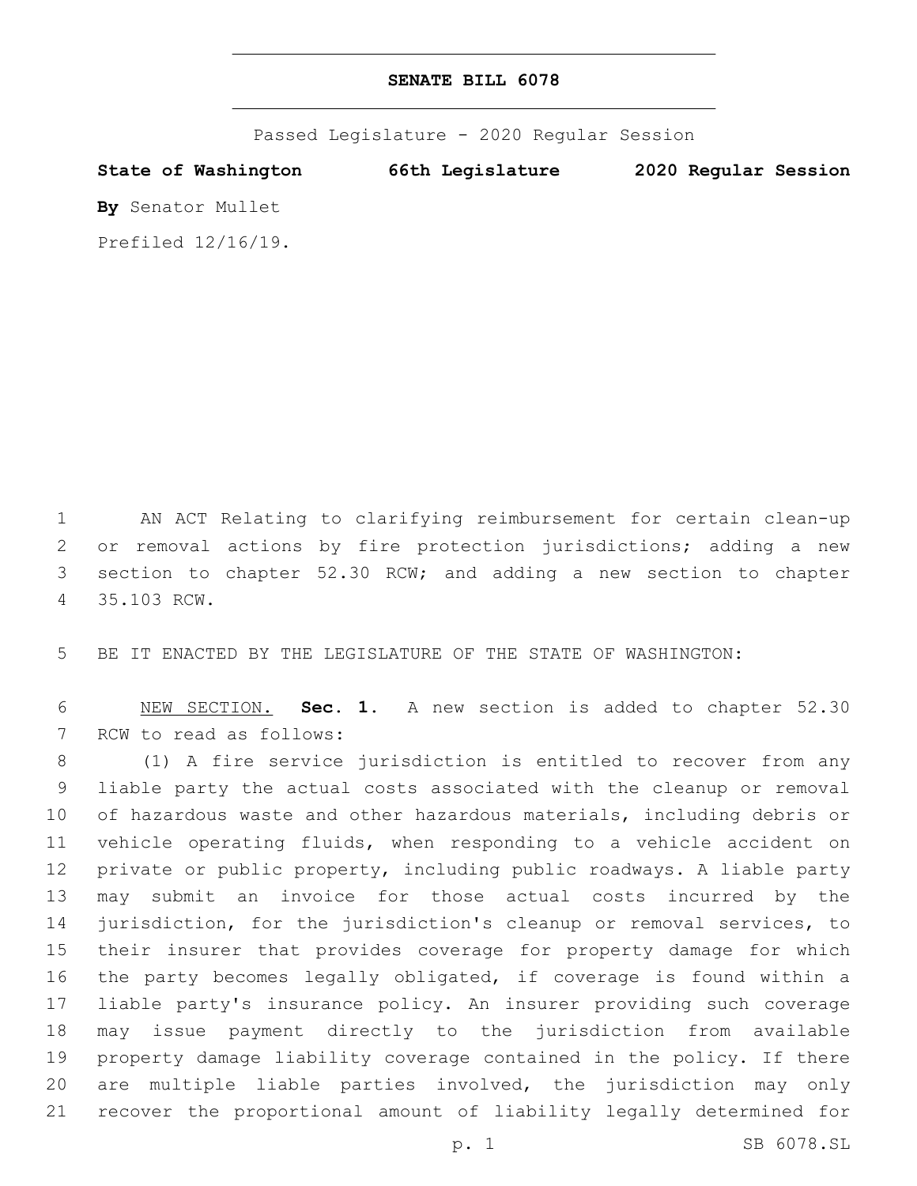# SENATE BILL 6078

Passed Legislature - 2020 Regular Session

**State of Washington 66th Legislature 2020 Regular Session**

**By** Senator Mullet

Prefiled 12/16/19.

AN ACT Relating to clarifying reimbursement for certain clean-up or removal actions by fire protection jurisdictions; adding a new section to chapter 52.30 RCW; and adding a new section to chapter 35.103 RCW.

BE IT ENACTED BY THE LEGISLATURE OF THE STATE OF WASHINGTON:

NEW SECTION. **Sec. 1.** A new section is added to chapter 52.30 RCW to read as follows:

(1) A fire service jurisdiction is entitled to recover from any liable party the actual costs associated with the cleanup or removal of hazardous waste and other hazardous materials, including debris or vehicle operating fluids, when responding to a vehicle accident on private or public property, including public roadways. A liable party may submit an invoice for those actual costs incurred by the jurisdiction, for the jurisdiction's cleanup or removal services, to their insurer that provides coverage for property damage for which the party becomes legally obligated, if coverage is found within a liable party's insurance policy. An insurer providing such coverage may issue payment directly to the jurisdiction from available property damage liability coverage contained in the policy. If there are multiple liable parties involved, the jurisdiction may only recover the proportional amount of liability legally determined for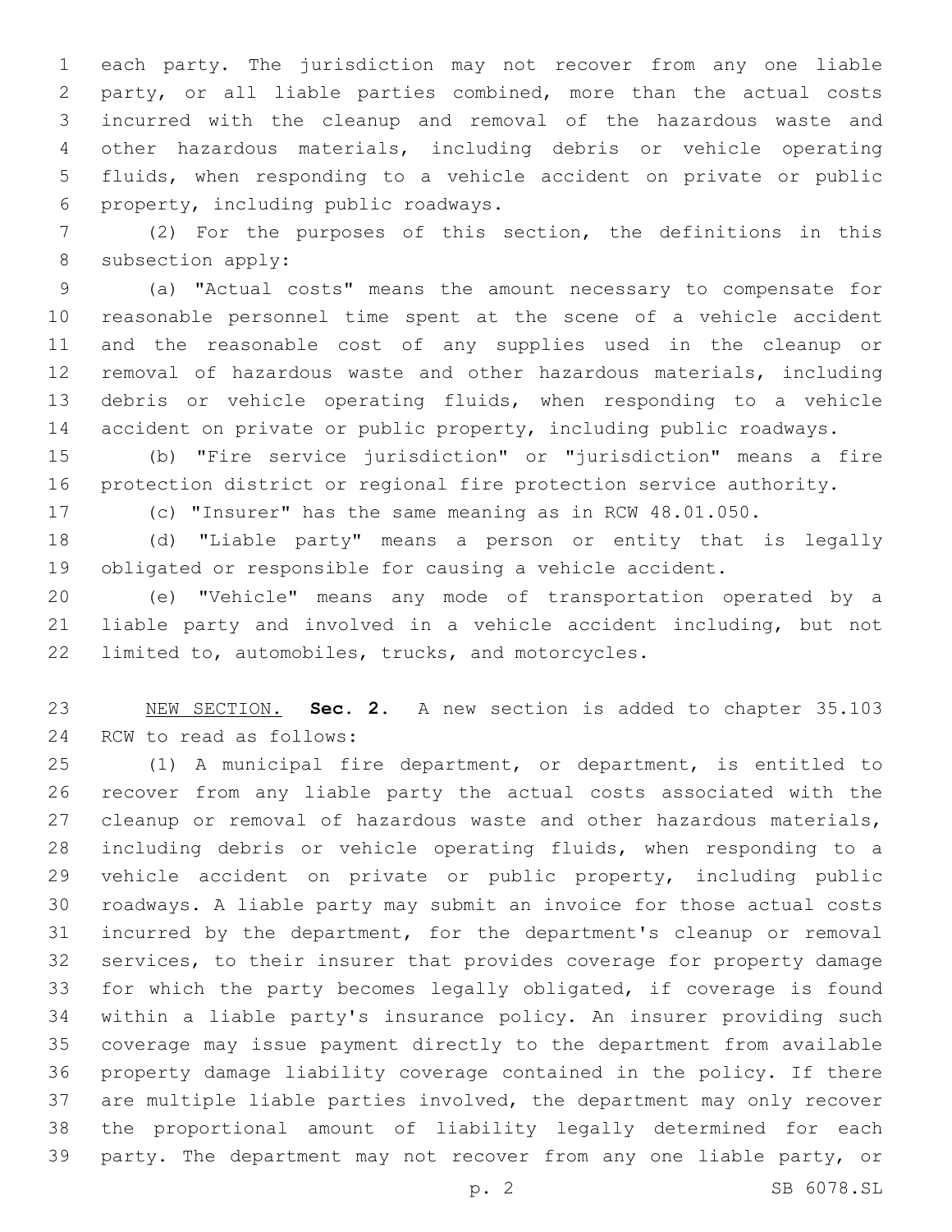each party. The jurisdiction may not recover from any one liable party, or all liable parties combined, more than the actual costs incurred with the cleanup and removal of the hazardous waste and other hazardous materials, including debris or vehicle operating fluids, when responding to a vehicle accident on private or public property, including public roadways.

(2) For the purposes of this section, the definitions in this subsection apply:

(a) "Actual costs" means the amount necessary to compensate for reasonable personnel time spent at the scene of a vehicle accident and the reasonable cost of any supplies used in the cleanup or removal of hazardous waste and other hazardous materials, including debris or vehicle operating fluids, when responding to a vehicle accident on private or public property, including public roadways.

(b) "Fire service jurisdiction" or "jurisdiction" means a fire protection district or regional fire protection service authority.

(c) "Insurer" has the same meaning as in RCW 48.01.050.

(d) "Liable party" means a person or entity that is legally obligated or responsible for causing a vehicle accident.

(e) "Vehicle" means any mode of transportation operated by a liable party and involved in a vehicle accident including, but not limited to, automobiles, trucks, and motorcycles.

NEW SECTION. **Sec. 2.** A new section is added to chapter 35.103 RCW to read as follows:

(1) A municipal fire department, or department, is entitled to recover from any liable party the actual costs associated with the cleanup or removal of hazardous waste and other hazardous materials, including debris or vehicle operating fluids, when responding to a vehicle accident on private or public property, including public roadways. A liable party may submit an invoice for those actual costs incurred by the department, for the department's cleanup or removal services, to their insurer that provides coverage for property damage for which the party becomes legally obligated, if coverage is found within a liable party's insurance policy. An insurer providing such coverage may issue payment directly to the department from available property damage liability coverage contained in the policy. If there are multiple liable parties involved, the department may only recover the proportional amount of liability legally determined for each party. The department may not recover from any one liable party, or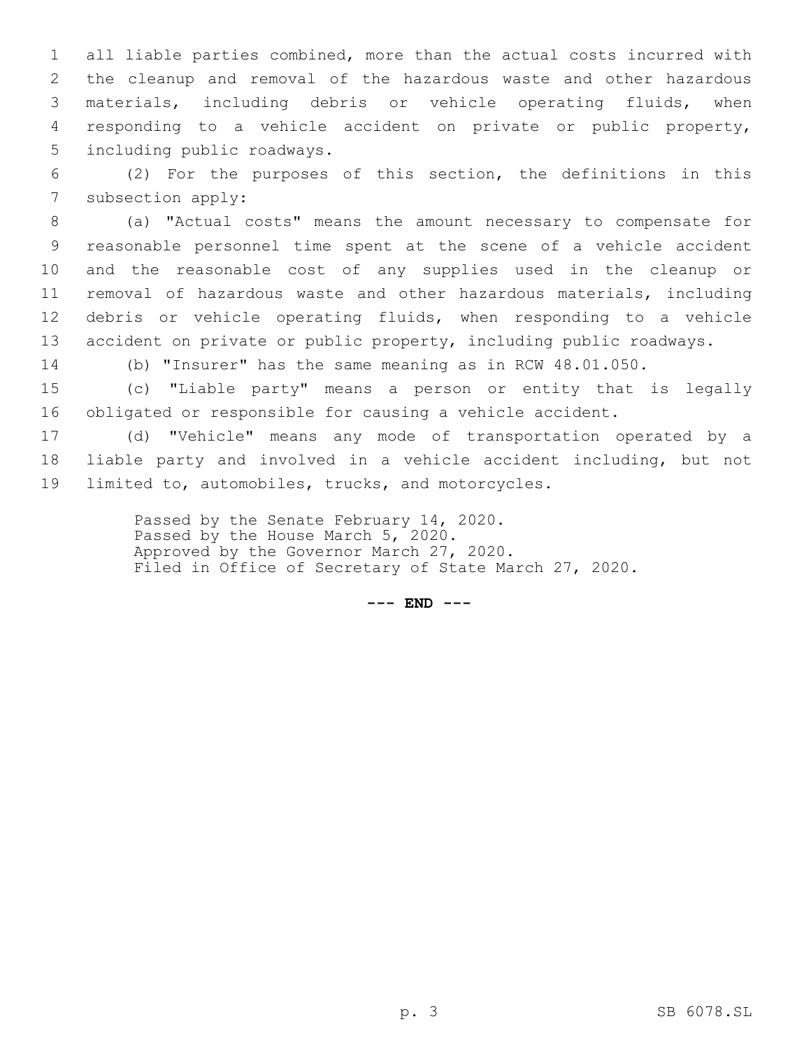all liable parties combined, more than the actual costs incurred with the cleanup and removal of the hazardous waste and other hazardous materials, including debris or vehicle operating fluids, when responding to a vehicle accident on private or public property, including public roadways.

(2) For the purposes of this section, the definitions in this subsection apply:

(a) "Actual costs" means the amount necessary to compensate for reasonable personnel time spent at the scene of a vehicle accident and the reasonable cost of any supplies used in the cleanup or removal of hazardous waste and other hazardous materials, including debris or vehicle operating fluids, when responding to a vehicle accident on private or public property, including public roadways.

(b) "Insurer" has the same meaning as in RCW 48.01.050.

(c) "Liable party" means a person or entity that is legally obligated or responsible for causing a vehicle accident.

(d) "Vehicle" means any mode of transportation operated by a liable party and involved in a vehicle accident including, but not limited to, automobiles, trucks, and motorcycles.

Passed by the Senate February 14, 2020.
Passed by the House March 5, 2020.
Approved by the Governor March 27, 2020.
Filed in Office of Secretary of State March 27, 2020.

**--- END ---**